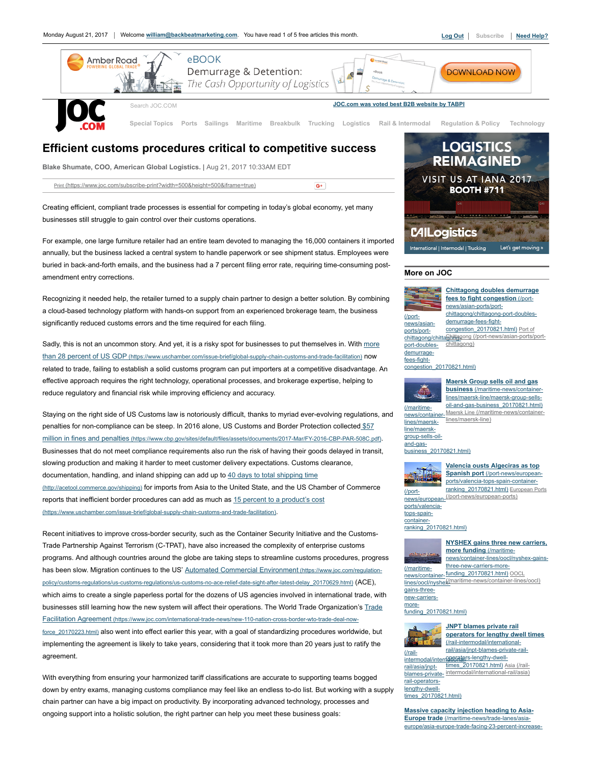# Efficient customs procedures critical to competitive success

**Blake Shumate, COO, American Global Logistics.** | Aug 21, 2017 10:33AM EDT

Creating efficient, compliant trade processes is essential for competing in today's global economy, yet many businesses still struggle to gain control over their customs operations.

For example, one large furniture retailer had an entire team devoted to managing the 16,000 containers it imported annually, but the business lacked a central system to handle paperwork or see shipment status. Employees were buried in back-and-forth emails, and the business had a 7 percent filing error rate, requiring time-consuming post-amendment entry corrections.

Recognizing it needed help, the retailer turned to a supply chain partner to design a better solution. By combining a cloud-based technology platform with hands-on support from an experienced brokerage team, the business significantly reduced customs errors and the time required for each filing.

Sadly, this is not an uncommon story. And yet, it is a risky spot for businesses to put themselves in. With [more than 28 percent of US GDP](https://www.uschamber.com/issue-brief/global-supply-chain-customs-and-trade-facilitation) now related to trade, failing to establish a solid customs program can put importers at a competitive disadvantage. An effective approach requires the right technology, operational processes, and brokerage expertise, helping to reduce regulatory and financial risk while improving efficiency and accuracy.

Staying on the right side of US Customs law is notoriously difficult, thanks to myriad ever-evolving regulations, and penalties for non-compliance can be steep. In 2016 alone, US Customs and Border Protection collected [$57 million in fines and penalties](https://www.cbp.gov/sites/default/files/assets/documents/2017-Mar/FY-2016-CBP-PAR-508C.pdf). Businesses that do not meet compliance requirements also run the risk of having their goods delayed in transit, slowing production and making it harder to meet customer delivery expectations. Customs clearance, documentation, handling, and inland shipping can add up to [40 days to total shipping time](http://acetool.commerce.gov/shipping) for imports from Asia to the United State, and the US Chamber of Commerce reports that inefficient border procedures can add as much as [15 percent to a product's cost](https://www.uschamber.com/issue-brief/global-supply-chain-customs-and-trade-facilitation).

Recent initiatives to improve cross-border security, such as the Container Security Initiative and the Customs-Trade Partnership Against Terrorism (C-TPAT), have also increased the complexity of enterprise customs programs. And although countries around the globe are taking steps to streamline customs procedures, progress has been slow. Migration continues to the US' [Automated Commercial Environment](https://www.joc.com/regulation-policy/customs-regulations/us-customs-regulations/us-customs-no-ace-relief-date-sight-after-latest-delay_20170629.html) (ACE), which aims to create a single paperless portal for the dozens of US agencies involved in international trade, with businesses still learning how the new system will affect their operations. The World Trade Organization's [Trade Facilitation Agreement](https://www.joc.com/international-trade-news/new-110-nation-cross-border-wto-trade-deal-now-force_20170223.html) also went into effect earlier this year, with a goal of standardizing procedures worldwide, but implementing the agreement is likely to take years, considering that it took more than 20 years just to ratify the agreement.

With everything from ensuring your harmonized tariff classifications are accurate to supporting teams bogged down by entry exams, managing customs compliance may feel like an endless to-do list. But working with a supply chain partner can have a big impact on productivity. By incorporating advanced technology, processes and ongoing support into a holistic solution, the right partner can help you meet these business goals: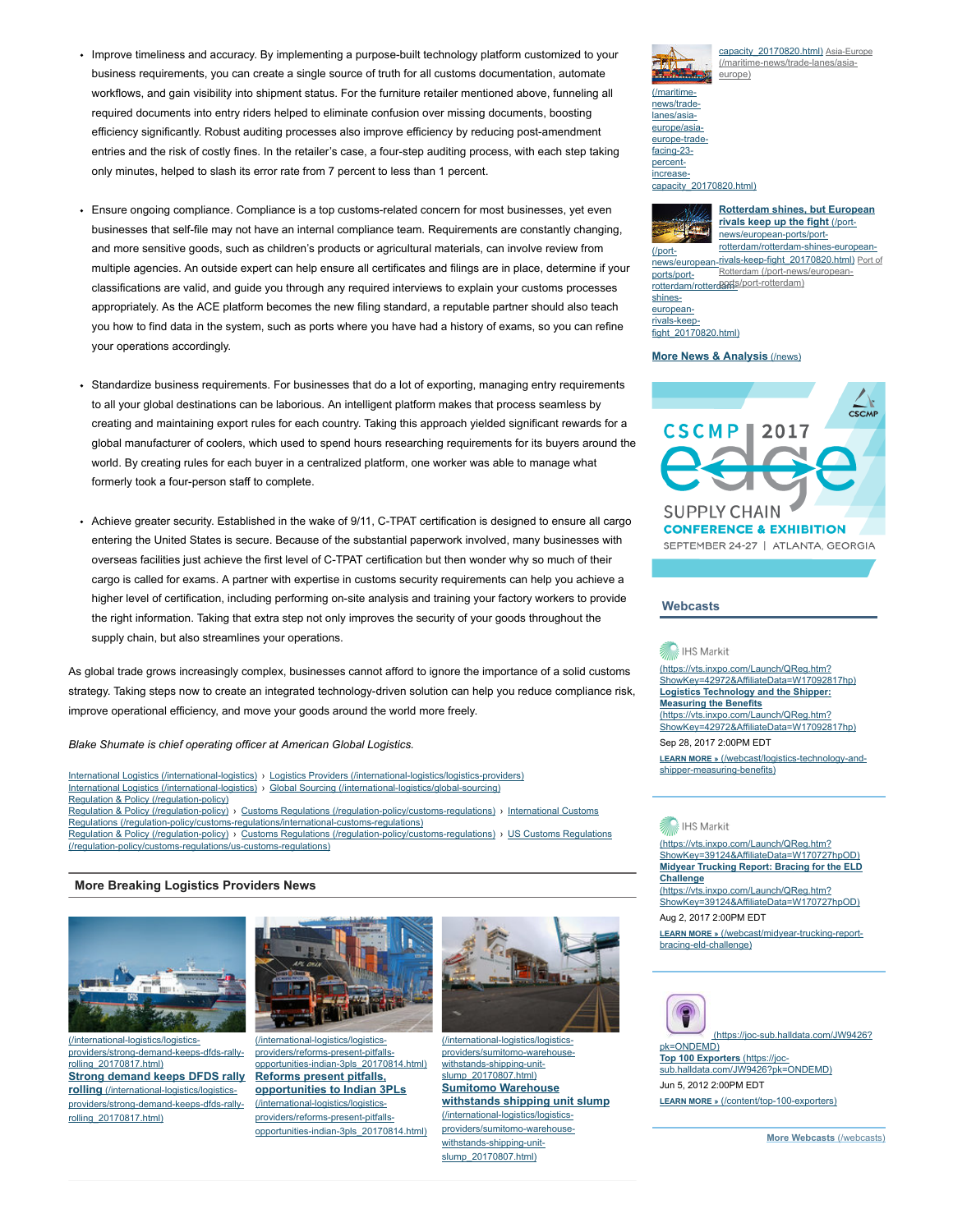- Improve timeliness and accuracy. By implementing a purpose-built technology platform customized to your business requirements, you can create a single source of truth for all customs documentation, automate workflows, and gain visibility into shipment status. For the furniture retailer mentioned above, funneling all required documents into entry riders helped to eliminate confusion over missing documents, boosting efficiency significantly. Robust auditing processes also improve efficiency by reducing post-amendment entries and the risk of costly fines. In the retailer's case, a four-step auditing process, with each step taking only minutes, helped to slash its error rate from 7 percent to less than 1 percent.

- Ensure ongoing compliance. Compliance is a top customs-related concern for most businesses, yet even businesses that self-file may not have an internal compliance team. Requirements are constantly changing, and more sensitive goods, such as children's products or agricultural materials, can involve review from multiple agencies. An outside expert can help ensure all certificates and filings are in place, determine if your classifications are valid, and guide you through any required interviews to explain your customs processes appropriately. As the ACE platform becomes the new filing standard, a reputable partner should also teach you how to find data in the system, such as ports where you have had a history of exams, so you can refine your operations accordingly.

- Standardize business requirements. For businesses that do a lot of exporting, managing entry requirements to all your global destinations can be laborious. An intelligent platform makes that process seamless by creating and maintaining export rules for each country. Taking this approach yielded significant rewards for a global manufacturer of coolers, which used to spend hours researching requirements for its buyers around the world. By creating rules for each buyer in a centralized platform, one worker was able to manage what formerly took a four-person staff to complete.

- Achieve greater security. Established in the wake of 9/11, C-TPAT certification is designed to ensure all cargo entering the United States is secure. Because of the substantial paperwork involved, many businesses with overseas facilities just achieve the first level of C-TPAT certification but then wonder why so much of their cargo is called for exams. A partner with expertise in customs security requirements can help you achieve a higher level of certification, including performing on-site analysis and training your factory workers to provide the right information. Taking that extra step not only improves the security of your goods throughout the supply chain, but also streamlines your operations.

As global trade grows increasingly complex, businesses cannot afford to ignore the importance of a solid customs strategy. Taking steps now to create an integrated technology-driven solution can help you reduce compliance risk, improve operational efficiency, and move your goods around the world more freely.

*Blake Shumate is chief operating officer at American Global Logistics.*

International Logistics (/international-logistics) › Logistics Providers (/international-logistics/logistics-providers)
International Logistics (/international-logistics) › Global Sourcing (/international-logistics/global-sourcing)
Regulation & Policy (/regulation-policy)
Regulation & Policy (/regulation-policy) › Customs Regulations (/regulation-policy/customs-regulations) › International Customs Regulations (/regulation-policy/customs-regulations/international-customs-regulations)
Regulation & Policy (/regulation-policy) › Customs Regulations (/regulation-policy/customs-regulations) › US Customs Regulations (/regulation-policy/customs-regulations/us-customs-regulations)

## More Breaking Logistics Providers News

(/international-logistics/logistics-providers/strong-demand-keeps-dfds-rally-rolling_20170817.html)
**Strong demand keeps DFDS rally rolling** (/international-logistics/logistics-providers/strong-demand-keeps-dfds-rally-rolling_20170817.html)

(/international-logistics/logistics-providers/reforms-present-pitfalls-opportunities-indian-3pls_20170814.html)
**Reforms present pitfalls, opportunities to Indian 3PLs** (/international-logistics/logistics-providers/reforms-present-pitfalls-opportunities-indian-3pls_20170814.html)

(/international-logistics/logistics-providers/sumitomo-warehouse-withstands-shipping-unit-slump_20170807.html)
**Sumitomo Warehouse withstands shipping unit slump** (/international-logistics/logistics-providers/sumitomo-warehouse-withstands-shipping-unit-slump_20170807.html)

capacity_20170820.html) Asia-Europe (/maritime-news/trade-lanes/asia-europe)
(/maritime-news/trade-lanes/asia-europe/asia-europe-trade-facing-23-percent-increase-capacity_20170820.html)

**Rotterdam shines, but European rivals keep up the fight** (/port-news/european-ports/port-rotterdam/rotterdam-shines-european-rivals-keep-fight_20170820.html) Port of Rotterdam (/port-news/european-ports/port-rotterdam)
(/port-news/european-ports/port-rotterdam/rotterdam-shines-european-rivals-keep-fight_20170820.html)

**More News & Analysis** (/news)

CSCMP 2017 edge SUPPLY CHAIN CONFERENCE & EXHIBITION SEPTEMBER 24-27 | ATLANTA, GEORGIA

## Webcasts

IHS Markit
(https://vts.inxpo.com/Launch/QReg.htm?ShowKey=42972&AffiliateData=W17092817hp)
**Logistics Technology and the Shipper: Measuring the Benefits** (https://vts.inxpo.com/Launch/QReg.htm?ShowKey=42972&AffiliateData=W17092817hp)
Sep 28, 2017 2:00PM EDT
**LEARN MORE »** (/webcast/logistics-technology-and-shipper-measuring-benefits)

IHS Markit
(https://vts.inxpo.com/Launch/QReg.htm?ShowKey=39124&AffiliateData=W170727hpOD)
**Midyear Trucking Report: Bracing for the ELD Challenge** (https://vts.inxpo.com/Launch/QReg.htm?ShowKey=39124&AffiliateData=W170727hpOD)
Aug 2, 2017 2:00PM EDT
**LEARN MORE »** (/webcast/midyear-trucking-report-bracing-eld-challenge)

(https://joc-sub.halldata.com/JW9426?pk=ONDEMD)
**Top 100 Exporters** (https://joc-sub.halldata.com/JW9426?pk=ONDEMD)
Jun 5, 2012 2:00PM EDT
**LEARN MORE »** (/content/top-100-exporters)

**More Webcasts** (/webcasts)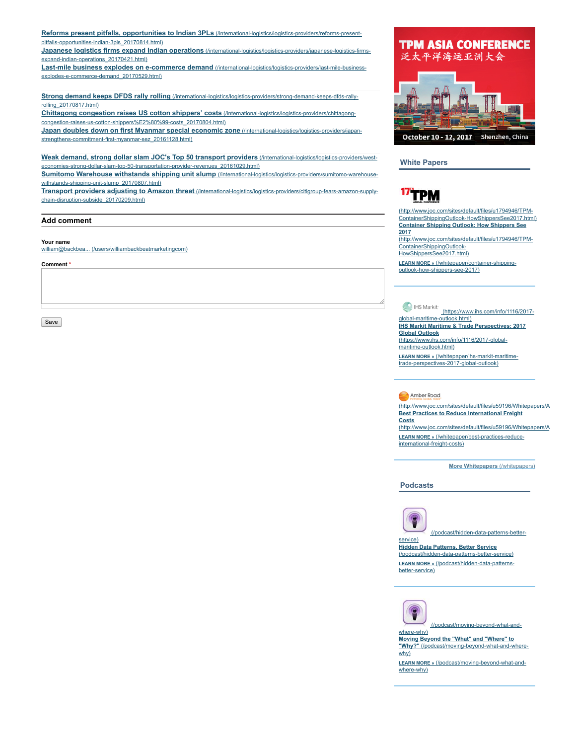**Reforms present pitfalls, opportunities to Indian 3PLs** (/international-logistics/logistics-providers/reforms-present-pitfalls-opportunities-indian-3pls_20170814.html)
**Japanese logistics firms expand Indian operations** (/international-logistics/logistics-providers/japanese-logistics-firms-expand-indian-operations_20170421.html)
**Last-mile business explodes on e-commerce demand** (/international-logistics/logistics-providers/last-mile-business-explodes-e-commerce-demand_20170529.html)

**Strong demand keeps DFDS rally rolling** (/international-logistics/logistics-providers/strong-demand-keeps-dfds-rally-rolling_20170817.html)
**Chittagong congestion raises US cotton shippers' costs** (/international-logistics/logistics-providers/chittagong-congestion-raises-us-cotton-shippers%E2%80%99-costs_20170804.html)
**Japan doubles down on first Myanmar special economic zone** (/international-logistics/logistics-providers/japan-strengthens-commitment-first-myanmar-sez_20161128.html)

**Weak demand, strong dollar slam JOC's Top 50 transport providers** (/international-logistics/logistics-providers/west-economies-strong-dollar-slam-top-50-transportation-provider-revenues_20161029.html)
**Sumitomo Warehouse withstands shipping unit slump** (/international-logistics/logistics-providers/sumitomo-warehouse-withstands-shipping-unit-slump_20170807.html)
**Transport providers adjusting to Amazon threat** (/international-logistics/logistics-providers/citigroup-fears-amazon-supply-chain-disruption-subside_20170209.html)

## Add comment

**Your name**
william@backbea... (/users/williambackbeatmarketingcom)

**Comment** *

Save

TPM ASIA CONFERENCE
泛太平洋海运亚洲大会
October 10 - 12, 2017 Shenzhen, China

## White Papers

17TH TPM ANNUAL CONFERENCE
(http://www.joc.com/sites/default/files/u1794946/TPM-ContainerShippingOutlook-HowShippersSee2017.html)
**Container Shipping Outlook: How Shippers See 2017** (http://www.joc.com/sites/default/files/u1794946/TPM-ContainerShippingOutlook-HowShippersSee2017.html)
**LEARN MORE »** (/whitepaper/container-shipping-outlook-how-shippers-see-2017)

IHS Markit (https://www.ihs.com/info/1116/2017-global-maritime-outlook.html)
**IHS Markit Maritime & Trade Perspectives: 2017 Global Outlook** (https://www.ihs.com/info/1116/2017-global-maritime-outlook.html)
**LEARN MORE »** (/whitepaper/ihs-markit-maritime-trade-perspectives-2017-global-outlook)

Amber Road
(http://www.joc.com/sites/default/files/u59196/Whitepapers/A
**Best Practices to Reduce International Freight Costs** (http://www.joc.com/sites/default/files/u59196/Whitepapers/A
**LEARN MORE »** (/whitepaper/best-practices-reduce-international-freight-costs)

**More Whitepapers** (/whitepapers)

## Podcasts

(/podcast/hidden-data-patterns-better-service)
**Hidden Data Patterns, Better Service** (/podcast/hidden-data-patterns-better-service)
**LEARN MORE »** (/podcast/hidden-data-patterns-better-service)

(/podcast/moving-beyond-what-and-where-why)
**Moving Beyond the "What" and "Where" to "Why?"** (/podcast/moving-beyond-what-and-where-why)
**LEARN MORE »** (/podcast/moving-beyond-what-and-where-why)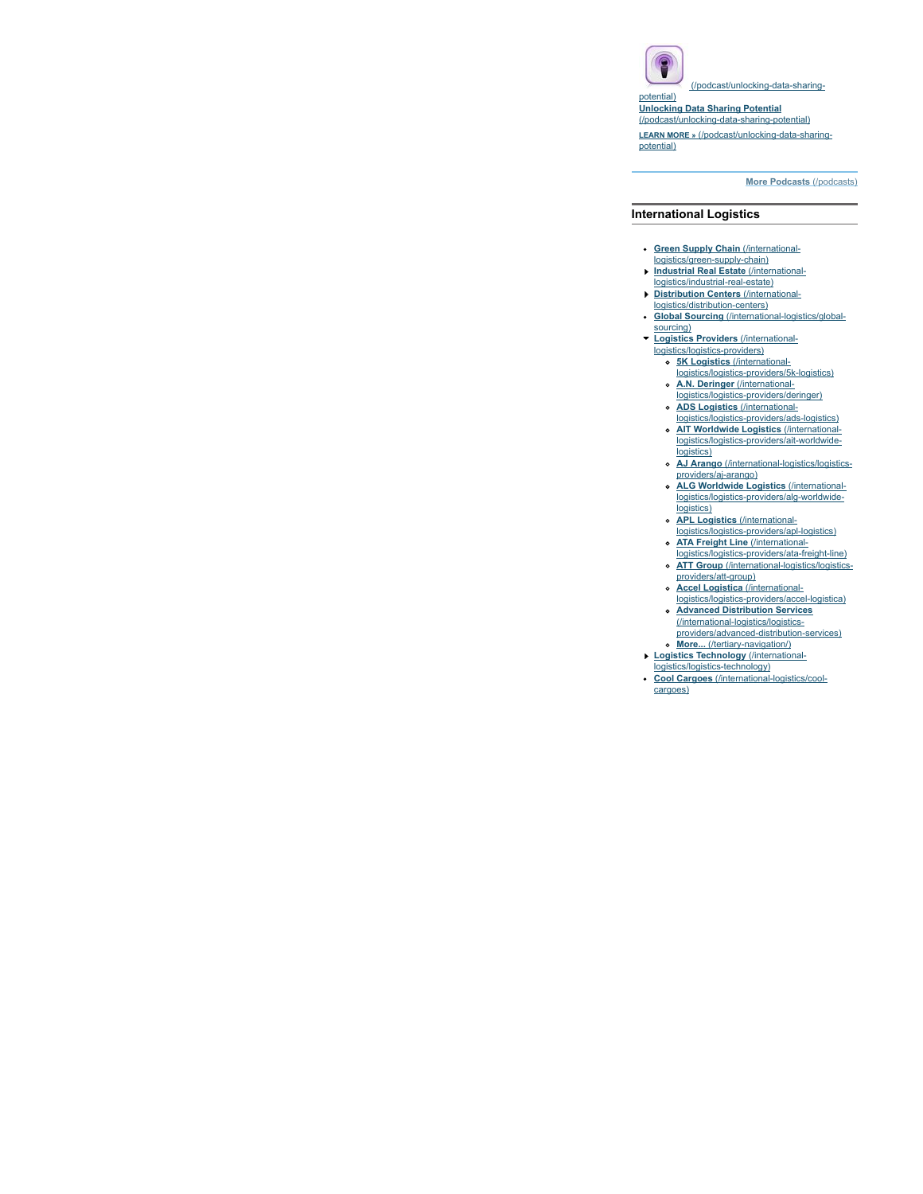(/podcast/unlocking-data-sharing-potential)

**Unlocking Data Sharing Potential** (/podcast/unlocking-data-sharing-potential)

**LEARN MORE »** (/podcast/unlocking-data-sharing-potential)

**More Podcasts** (/podcasts)

## International Logistics

- **Green Supply Chain** (/international-logistics/green-supply-chain)
- **Industrial Real Estate** (/international-logistics/industrial-real-estate)
- **Distribution Centers** (/international-logistics/distribution-centers)
- **Global Sourcing** (/international-logistics/global-sourcing)
- **Logistics Providers** (/international-logistics/logistics-providers)
  - **5K Logistics** (/international-logistics/logistics-providers/5k-logistics)
  - **A.N. Deringer** (/international-logistics/logistics-providers/deringer)
  - **ADS Logistics** (/international-logistics/logistics-providers/ads-logistics)
  - **AIT Worldwide Logistics** (/international-logistics/logistics-providers/ait-worldwide-logistics)
  - **AJ Arango** (/international-logistics/logistics-providers/aj-arango)
  - **ALG Worldwide Logistics** (/international-logistics/logistics-providers/alg-worldwide-logistics)
  - **APL Logistics** (/international-logistics/logistics-providers/apl-logistics)
  - **ATA Freight Line** (/international-logistics/logistics-providers/ata-freight-line)
  - **ATT Group** (/international-logistics/logistics-providers/att-group)
  - **Accel Logistica** (/international-logistics/logistics-providers/accel-logistica)
  - **Advanced Distribution Services** (/international-logistics/logistics-providers/advanced-distribution-services)
  - **More...** (/tertiary-navigation/)
- **Logistics Technology** (/international-logistics/logistics-technology)
- **Cool Cargoes** (/international-logistics/cool-cargoes)